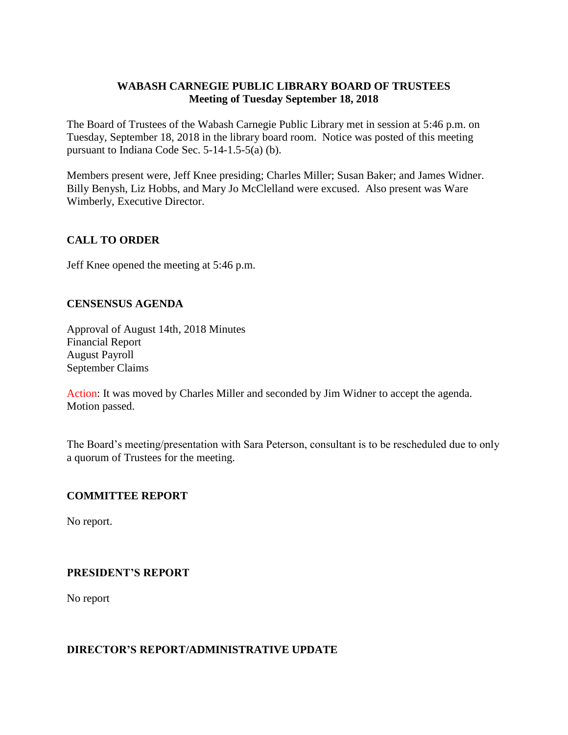**WABASH CARNEGIE PUBLIC LIBRARY BOARD OF TRUSTEES**
**Meeting of Tuesday September 18, 2018**

The Board of Trustees of the Wabash Carnegie Public Library met in session at 5:46 p.m. on Tuesday, September 18, 2018 in the library board room. Notice was posted of this meeting pursuant to Indiana Code Sec. 5-14-1.5-5(a) (b).

Members present were, Jeff Knee presiding; Charles Miller; Susan Baker; and James Widner. Billy Benysh, Liz Hobbs, and Mary Jo McClelland were excused. Also present was Ware Wimberly, Executive Director.

## CALL TO ORDER

Jeff Knee opened the meeting at 5:46 p.m.

## CENSENSUS AGENDA

Approval of August 14th, 2018 Minutes
Financial Report
August Payroll
September Claims

Action: It was moved by Charles Miller and seconded by Jim Widner to accept the agenda. Motion passed.

The Board's meeting/presentation with Sara Peterson, consultant is to be rescheduled due to only a quorum of Trustees for the meeting.

## COMMITTEE REPORT

No report.

## PRESIDENT'S REPORT

No report

## DIRECTOR'S REPORT/ADMINISTRATIVE UPDATE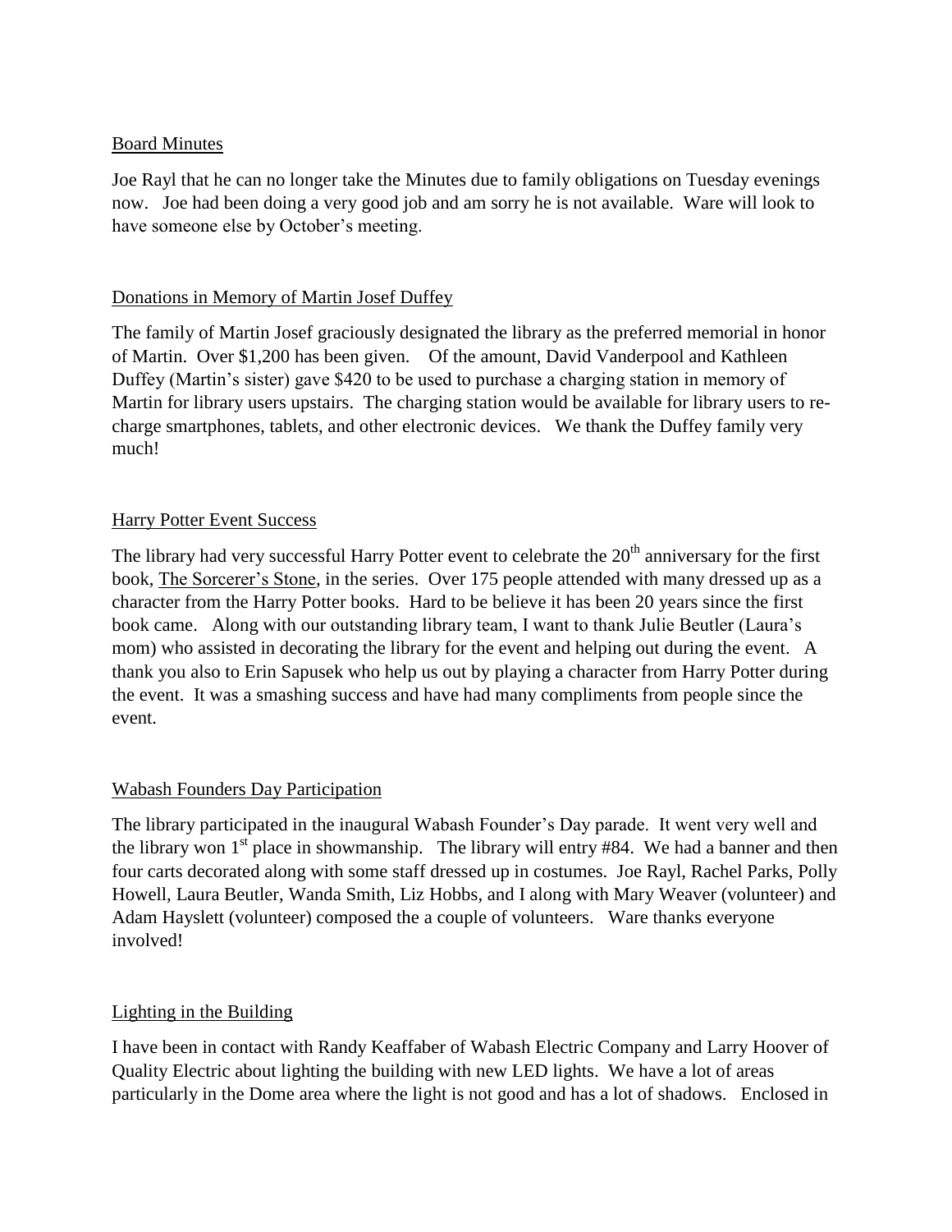Board Minutes

Joe Rayl that he can no longer take the Minutes due to family obligations on Tuesday evenings now. Joe had been doing a very good job and am sorry he is not available. Ware will look to have someone else by October's meeting.

Donations in Memory of Martin Josef Duffey

The family of Martin Josef graciously designated the library as the preferred memorial in honor of Martin. Over $1,200 has been given. Of the amount, David Vanderpool and Kathleen Duffey (Martin's sister) gave $420 to be used to purchase a charging station in memory of Martin for library users upstairs. The charging station would be available for library users to re-charge smartphones, tablets, and other electronic devices. We thank the Duffey family very much!

Harry Potter Event Success

The library had very successful Harry Potter event to celebrate the 20th anniversary for the first book, The Sorcerer's Stone, in the series. Over 175 people attended with many dressed up as a character from the Harry Potter books. Hard to be believe it has been 20 years since the first book came. Along with our outstanding library team, I want to thank Julie Beutler (Laura's mom) who assisted in decorating the library for the event and helping out during the event. A thank you also to Erin Sapusek who help us out by playing a character from Harry Potter during the event. It was a smashing success and have had many compliments from people since the event.

Wabash Founders Day Participation

The library participated in the inaugural Wabash Founder's Day parade. It went very well and the library won 1st place in showmanship. The library will entry #84. We had a banner and then four carts decorated along with some staff dressed up in costumes. Joe Rayl, Rachel Parks, Polly Howell, Laura Beutler, Wanda Smith, Liz Hobbs, and I along with Mary Weaver (volunteer) and Adam Hayslett (volunteer) composed the a couple of volunteers. Ware thanks everyone involved!

Lighting in the Building

I have been in contact with Randy Keaffaber of Wabash Electric Company and Larry Hoover of Quality Electric about lighting the building with new LED lights. We have a lot of areas particularly in the Dome area where the light is not good and has a lot of shadows. Enclosed in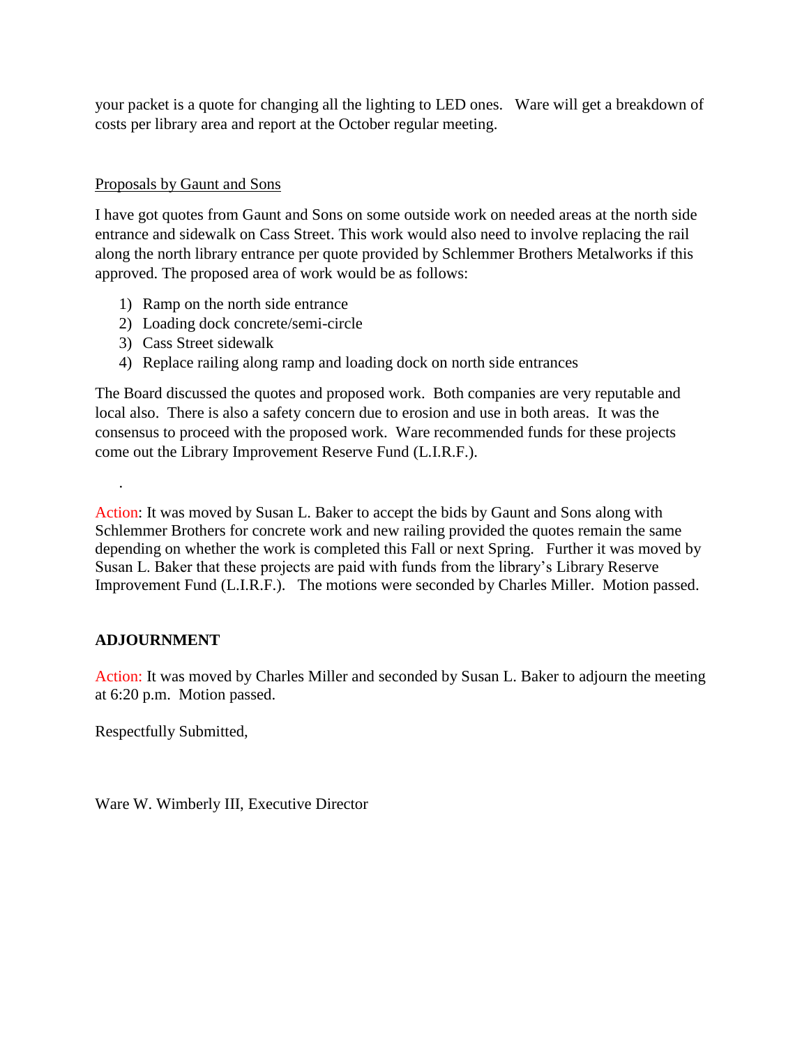your packet is a quote for changing all the lighting to LED ones. Ware will get a breakdown of costs per library area and report at the October regular meeting.

Proposals by Gaunt and Sons

I have got quotes from Gaunt and Sons on some outside work on needed areas at the north side entrance and sidewalk on Cass Street. This work would also need to involve replacing the rail along the north library entrance per quote provided by Schlemmer Brothers Metalworks if this approved. The proposed area of work would be as follows:

1) Ramp on the north side entrance
2) Loading dock concrete/semi-circle
3) Cass Street sidewalk
4) Replace railing along ramp and loading dock on north side entrances

The Board discussed the quotes and proposed work. Both companies are very reputable and local also. There is also a safety concern due to erosion and use in both areas. It was the consensus to proceed with the proposed work. Ware recommended funds for these projects come out the Library Improvement Reserve Fund (L.I.R.F.).

.

Action: It was moved by Susan L. Baker to accept the bids by Gaunt and Sons along with Schlemmer Brothers for concrete work and new railing provided the quotes remain the same depending on whether the work is completed this Fall or next Spring. Further it was moved by Susan L. Baker that these projects are paid with funds from the library's Library Reserve Improvement Fund (L.I.R.F.). The motions were seconded by Charles Miller. Motion passed.

**ADJOURNMENT**

Action: It was moved by Charles Miller and seconded by Susan L. Baker to adjourn the meeting at 6:20 p.m. Motion passed.

Respectfully Submitted,

Ware W. Wimberly III, Executive Director